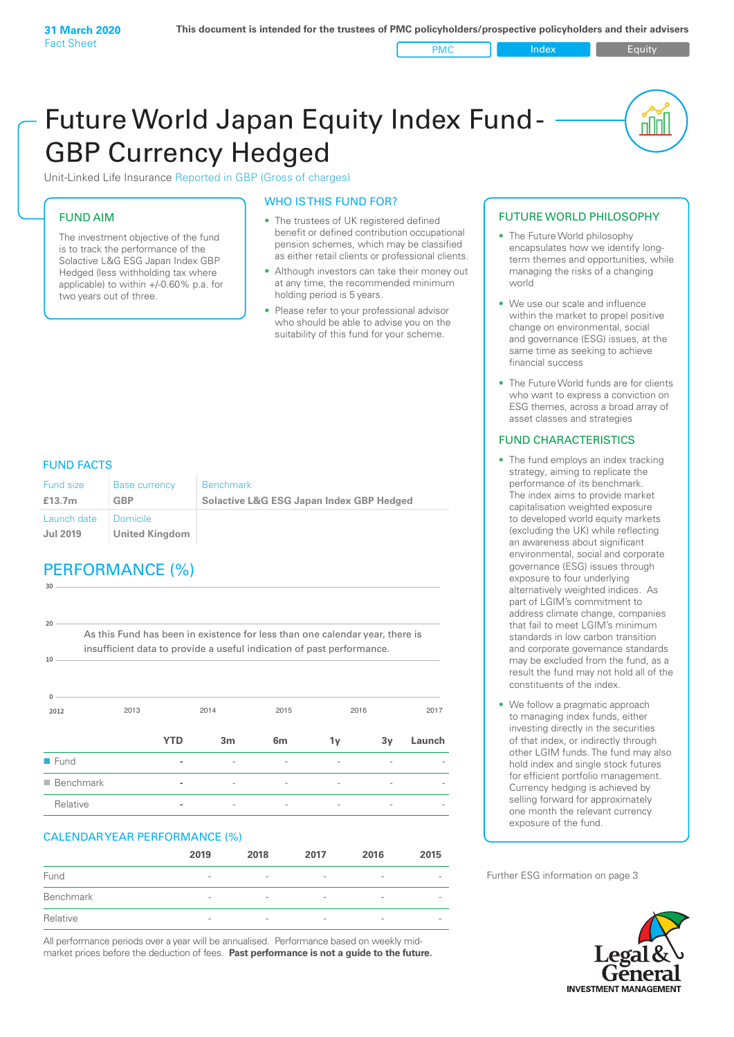**31 March 2020**
Fact Sheet

**This document is intended for the trustees of PMC policyholders/prospective policyholders and their advisers**

PMC | Index | Equity

# Future World Japan Equity Index Fund - GBP Currency Hedged

Unit-Linked Life Insurance Reported in GBP (Gross of charges)

## FUND AIM

The investment objective of the fund is to track the performance of the Solactive L&G ESG Japan Index GBP Hedged (less withholding tax where applicable) to within +/-0.60% p.a. for two years out of three.

## WHO IS THIS FUND FOR?

- The trustees of UK registered defined benefit or defined contribution occupational pension schemes, which may be classified as either retail clients or professional clients.
- Although investors can take their money out at any time, the recommended minimum holding period is 5 years.
- Please refer to your professional advisor who should be able to advise you on the suitability of this fund for your scheme.

## FUND FACTS

| Fund size | Base currency | Benchmark |
|---|---|---|
| **£13.7m** | **GBP** | **Solactive L&G ESG Japan Index GBP Hedged** |
| Launch date | Domicile | |
| **Jul 2019** | **United Kingdom** | |

## PERFORMANCE (%)

As this Fund has been in existence for less than one calendar year, there is insufficient data to provide a useful indication of past performance.

| | YTD | 3m | 6m | 1y | 3y | Launch |
|---|---|---|---|---|---|---|
| Fund | - | - | - | - | - | - |
| Benchmark | - | - | - | - | - | - |
| Relative | - | - | - | - | - | - |

## CALENDAR YEAR PERFORMANCE (%)

| | 2019 | 2018 | 2017 | 2016 | 2015 |
|---|---|---|---|---|---|
| Fund | - | - | - | - | - |
| Benchmark | - | - | - | - | - |
| Relative | - | - | - | - | - |

All performance periods over a year will be annualised. Performance based on weekly mid-market prices before the deduction of fees. **Past performance is not a guide to the future.**

## FUTURE WORLD PHILOSOPHY

- The Future World philosophy encapsulates how we identify long-term themes and opportunities, while managing the risks of a changing world
- We use our scale and influence within the market to propel positive change on environmental, social and governance (ESG) issues, at the same time as seeking to achieve financial success
- The Future World funds are for clients who want to express a conviction on ESG themes, across a broad array of asset classes and strategies

## FUND CHARACTERISTICS

- The fund employs an index tracking strategy, aiming to replicate the performance of its benchmark. The index aims to provide market capitalisation weighted exposure to developed world equity markets (excluding the UK) while reflecting an awareness about significant environmental, social and corporate governance (ESG) issues through exposure to four underlying alternatively weighted indices. As part of LGIM's commitment to address climate change, companies that fail to meet LGIM's minimum standards in low carbon transition and corporate governance standards may be excluded from the fund, as a result the fund may not hold all of the constituents of the index.
- We follow a pragmatic approach to managing index funds, either investing directly in the securities of that index, or indirectly through other LGIM funds. The fund may also hold index and single stock futures for efficient portfolio management. Currency hedging is achieved by selling forward for approximately one month the relevant currency exposure of the fund.

Further ESG information on page 3

Legal & General INVESTMENT MANAGEMENT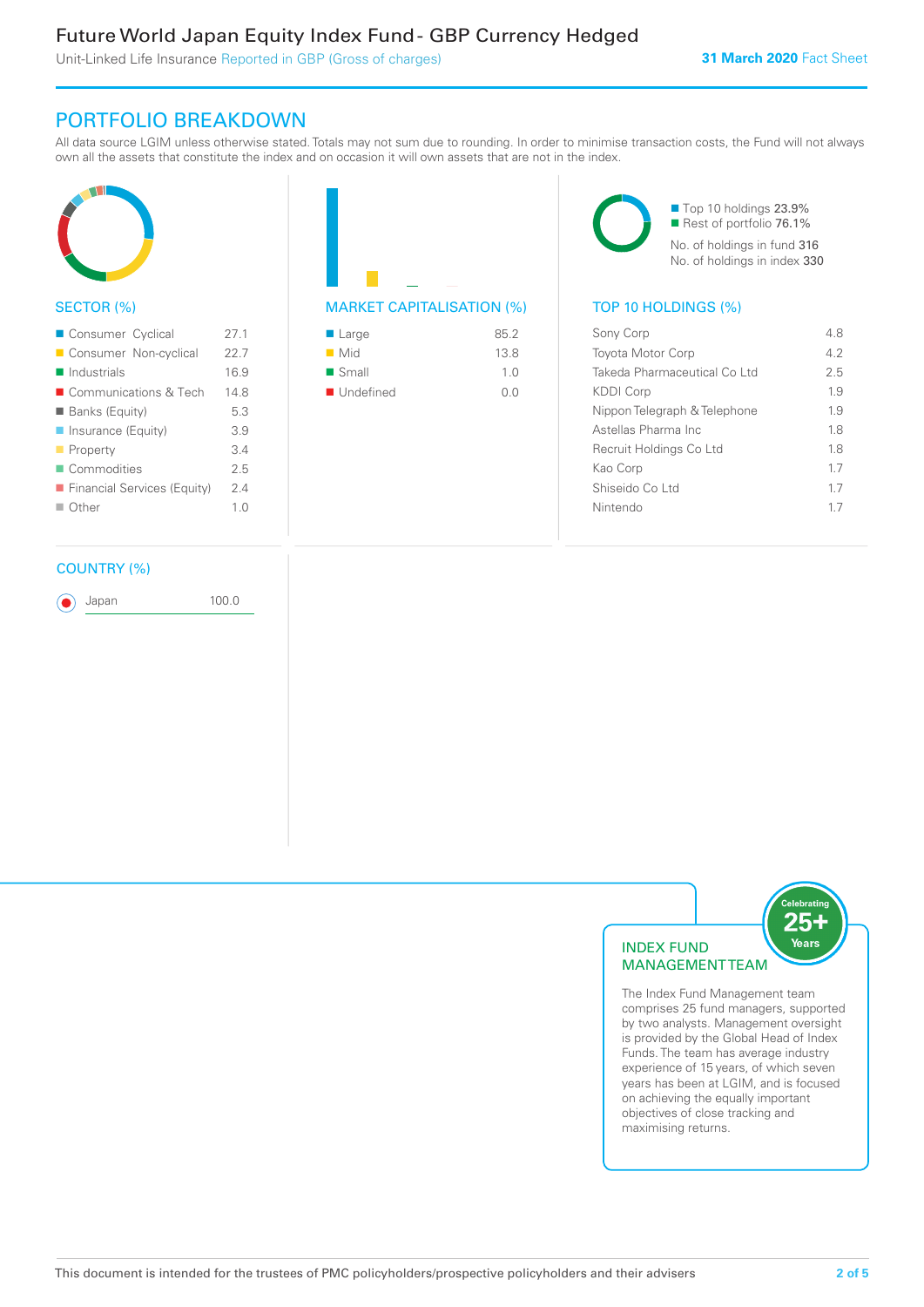Future World Japan Equity Index Fund - GBP Currency Hedged

Unit-Linked Life Insurance Reported in GBP (Gross of charges)

**31 March 2020** Fact Sheet

## PORTFOLIO BREAKDOWN

All data source LGIM unless otherwise stated. Totals may not sum due to rounding. In order to minimise transaction costs, the Fund will not always own all the assets that constitute the index and on occasion it will own assets that are not in the index.

### SECTOR (%)

| Sector | % |
|---|---|
| Consumer Cyclical | 27.1 |
| Consumer Non-cyclical | 22.7 |
| Industrials | 16.9 |
| Communications & Tech | 14.8 |
| Banks (Equity) | 5.3 |
| Insurance (Equity) | 3.9 |
| Property | 3.4 |
| Commodities | 2.5 |
| Financial Services (Equity) | 2.4 |
| Other | 1.0 |

### MARKET CAPITALISATION (%)

| Market Capitalisation | % |
|---|---|
| Large | 85.2 |
| Mid | 13.8 |
| Small | 1.0 |
| Undefined | 0.0 |

Top 10 holdings 23.9%
Rest of portfolio 76.1%
No. of holdings in fund 316
No. of holdings in index 330

### TOP 10 HOLDINGS (%)

| Holding | % |
|---|---|
| Sony Corp | 4.8 |
| Toyota Motor Corp | 4.2 |
| Takeda Pharmaceutical Co Ltd | 2.5 |
| KDDI Corp | 1.9 |
| Nippon Telegraph & Telephone | 1.9 |
| Astellas Pharma Inc | 1.8 |
| Recruit Holdings Co Ltd | 1.8 |
| Kao Corp | 1.7 |
| Shiseido Co Ltd | 1.7 |
| Nintendo | 1.7 |

### COUNTRY (%)

| Country | % |
|---|---|
| Japan | 100.0 |

### INDEX FUND MANAGEMENT TEAM

Celebrating 25+ Years

The Index Fund Management team comprises 25 fund managers, supported by two analysts. Management oversight is provided by the Global Head of Index Funds. The team has average industry experience of 15 years, of which seven years has been at LGIM, and is focused on achieving the equally important objectives of close tracking and maximising returns.

This document is intended for the trustees of PMC policyholders/prospective policyholders and their advisers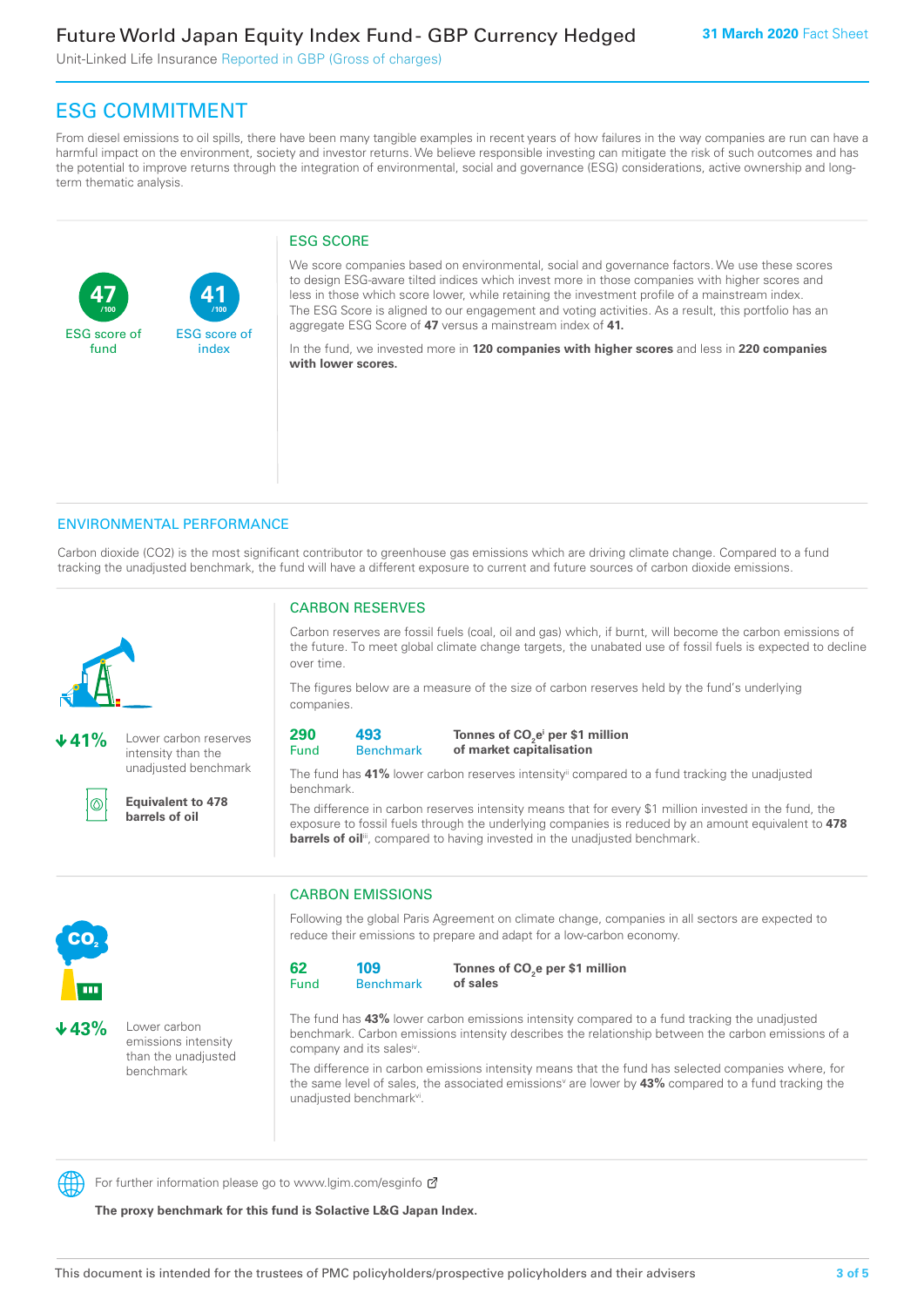# ESG COMMITMENT

From diesel emissions to oil spills, there have been many tangible examples in recent years of how failures in the way companies are run can have a harmful impact on the environment, society and investor returns. We believe responsible investing can mitigate the risk of such outcomes and has the potential to improve returns through the integration of environmental, social and governance (ESG) considerations, active ownership and long-term thematic analysis.

**47** /100 ESG score of fund

**41** /100 ESG score of index

## ESG SCORE

We score companies based on environmental, social and governance factors. We use these scores to design ESG-aware tilted indices which invest more in those companies with higher scores and less in those which score lower, while retaining the investment profile of a mainstream index. The ESG Score is aligned to our engagement and voting activities. As a result, this portfolio has an aggregate ESG Score of **47** versus a mainstream index of **41.**

In the fund, we invested more in **120 companies with higher scores** and less in **220 companies with lower scores.**

## ENVIRONMENTAL PERFORMANCE

Carbon dioxide (CO2) is the most significant contributor to greenhouse gas emissions which are driving climate change. Compared to a fund tracking the unadjusted benchmark, the fund will have a different exposure to current and future sources of carbon dioxide emissions.

**↓41%** Lower carbon reserves intensity than the unadjusted benchmark

**Equivalent to 478 barrels of oil**

### CARBON RESERVES

Carbon reserves are fossil fuels (coal, oil and gas) which, if burnt, will become the carbon emissions of the future. To meet global climate change targets, the unabated use of fossil fuels is expected to decline over time.

The figures below are a measure of the size of carbon reserves held by the fund's underlying companies.

| 290 Fund | 493 Benchmark | Tonnes of $CO_2e$[i] per $1 million of market capitalisation |
|---|---|---|

The fund has **41%** lower carbon reserves intensity[ii] compared to a fund tracking the unadjusted benchmark.

The difference in carbon reserves intensity means that for every $1 million invested in the fund, the exposure to fossil fuels through the underlying companies is reduced by an amount equivalent to **478 barrels of oil**[iii], compared to having invested in the unadjusted benchmark.

**↓43%** Lower carbon emissions intensity than the unadjusted benchmark

### CARBON EMISSIONS

Following the global Paris Agreement on climate change, companies in all sectors are expected to reduce their emissions to prepare and adapt for a low-carbon economy.

| 62 Fund | 109 Benchmark | Tonnes of $CO_2e$ per $1 million of sales |
|---|---|---|

The fund has **43%** lower carbon emissions intensity compared to a fund tracking the unadjusted benchmark. Carbon emissions intensity describes the relationship between the carbon emissions of a company and its sales[iv].

The difference in carbon emissions intensity means that the fund has selected companies where, for the same level of sales, the associated emissions[v] are lower by **43%** compared to a fund tracking the unadjusted benchmark[vi].

For further information please go to www.lgim.com/esginfo

**The proxy benchmark for this fund is Solactive L&G Japan Index.**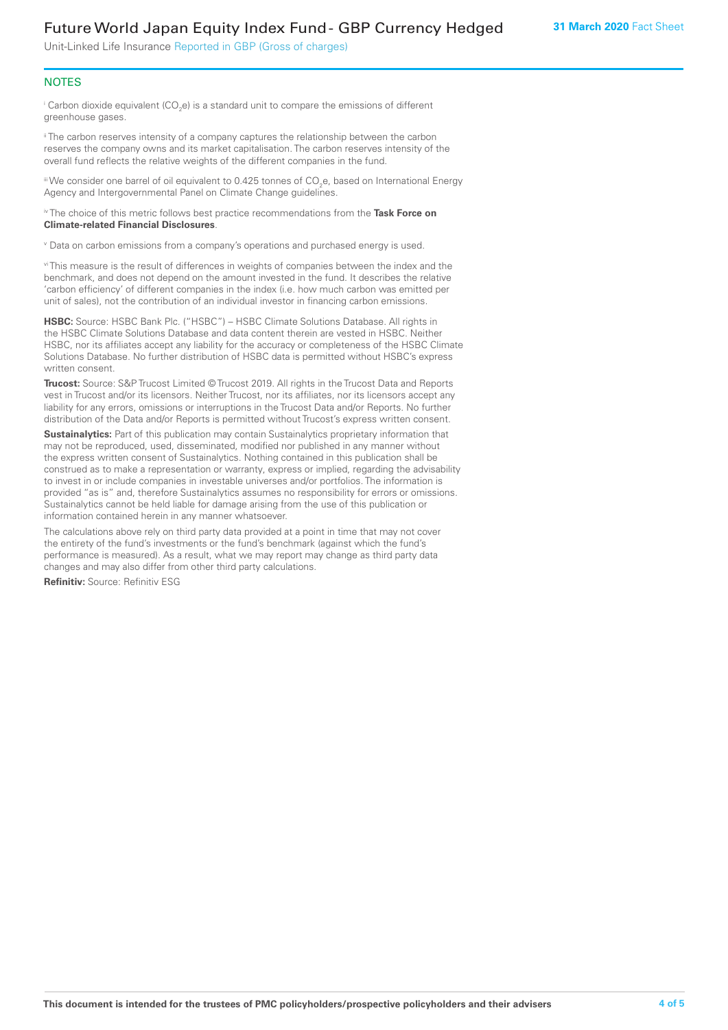## NOTES

[i] Carbon dioxide equivalent ($CO_2e$) is a standard unit to compare the emissions of different greenhouse gases.

[ii] The carbon reserves intensity of a company captures the relationship between the carbon reserves the company owns and its market capitalisation. The carbon reserves intensity of the overall fund reflects the relative weights of the different companies in the fund.

[iii] We consider one barrel of oil equivalent to 0.425 tonnes of $CO_2e$, based on International Energy Agency and Intergovernmental Panel on Climate Change guidelines.

[iv] The choice of this metric follows best practice recommendations from the **Task Force on Climate-related Financial Disclosures**.

[v] Data on carbon emissions from a company's operations and purchased energy is used.

[vi] This measure is the result of differences in weights of companies between the index and the benchmark, and does not depend on the amount invested in the fund. It describes the relative 'carbon efficiency' of different companies in the index (i.e. how much carbon was emitted per unit of sales), not the contribution of an individual investor in financing carbon emissions.

**HSBC:** Source: HSBC Bank Plc. ("HSBC") – HSBC Climate Solutions Database. All rights in the HSBC Climate Solutions Database and data content therein are vested in HSBC. Neither HSBC, nor its affiliates accept any liability for the accuracy or completeness of the HSBC Climate Solutions Database. No further distribution of HSBC data is permitted without HSBC's express written consent.

**Trucost:** Source: S&P Trucost Limited © Trucost 2019. All rights in the Trucost Data and Reports vest in Trucost and/or its licensors. Neither Trucost, nor its affiliates, nor its licensors accept any liability for any errors, omissions or interruptions in the Trucost Data and/or Reports. No further distribution of the Data and/or Reports is permitted without Trucost's express written consent.

**Sustainalytics:** Part of this publication may contain Sustainalytics proprietary information that may not be reproduced, used, disseminated, modified nor published in any manner without the express written consent of Sustainalytics. Nothing contained in this publication shall be construed as to make a representation or warranty, express or implied, regarding the advisability to invest in or include companies in investable universes and/or portfolios. The information is provided "as is" and, therefore Sustainalytics assumes no responsibility for errors or omissions. Sustainalytics cannot be held liable for damage arising from the use of this publication or information contained herein in any manner whatsoever.

The calculations above rely on third party data provided at a point in time that may not cover the entirety of the fund's investments or the fund's benchmark (against which the fund's performance is measured). As a result, what we may report may change as third party data changes and may also differ from other third party calculations.

**Refinitiv:** Source: Refinitiv ESG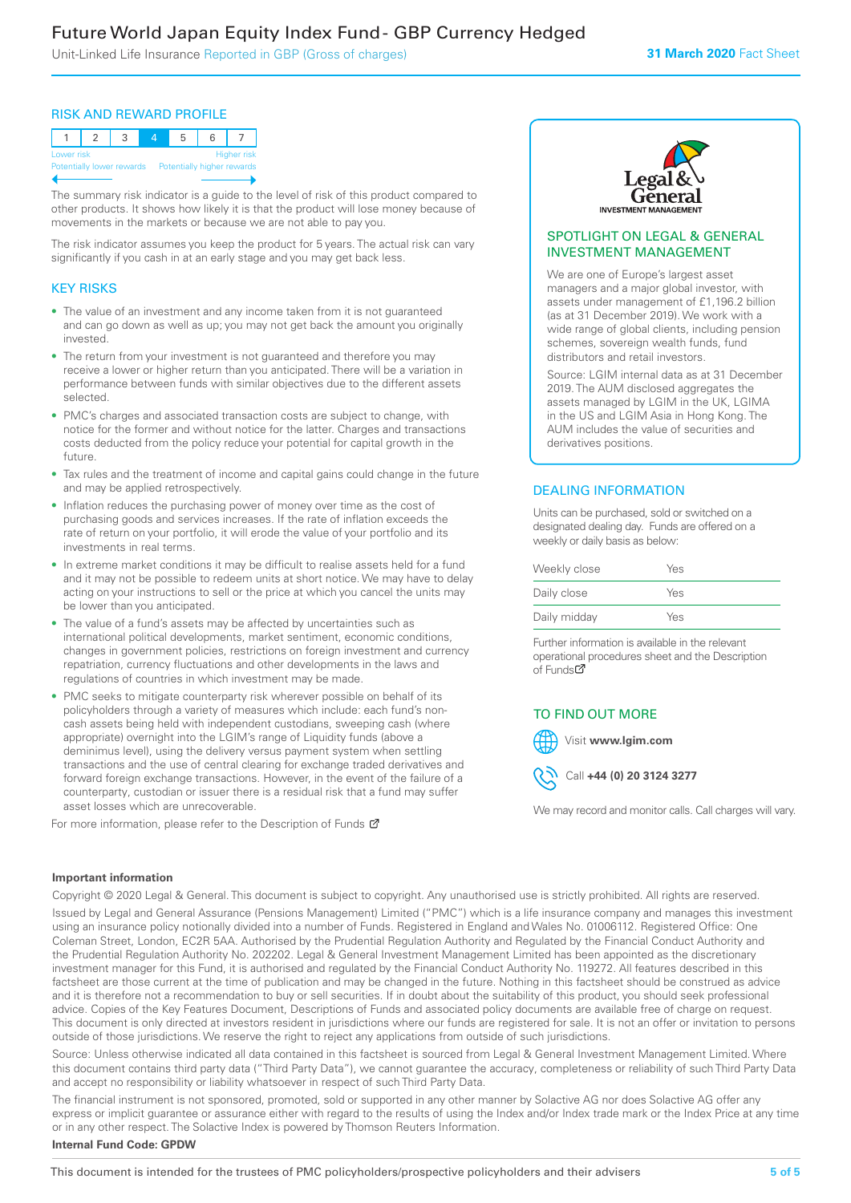## RISK AND REWARD PROFILE

| 1 | 2 | 3 | 4 | 5 | 6 | 7 |
|---|---|---|---|---|---|---|

Lower risk — Higher risk

Potentially lower rewards — Potentially higher rewards

The summary risk indicator is a guide to the level of risk of this product compared to other products. It shows how likely it is that the product will lose money because of movements in the markets or because we are not able to pay you.

The risk indicator assumes you keep the product for 5 years. The actual risk can vary significantly if you cash in at an early stage and you may get back less.

## KEY RISKS

- The value of an investment and any income taken from it is not guaranteed and can go down as well as up; you may not get back the amount you originally invested.
- The return from your investment is not guaranteed and therefore you may receive a lower or higher return than you anticipated. There will be a variation in performance between funds with similar objectives due to the different assets selected.
- PMC's charges and associated transaction costs are subject to change, with notice for the former and without notice for the latter. Charges and transactions costs deducted from the policy reduce your potential for capital growth in the future.
- Tax rules and the treatment of income and capital gains could change in the future and may be applied retrospectively.
- Inflation reduces the purchasing power of money over time as the cost of purchasing goods and services increases. If the rate of inflation exceeds the rate of return on your portfolio, it will erode the value of your portfolio and its investments in real terms.
- In extreme market conditions it may be difficult to realise assets held for a fund and it may not be possible to redeem units at short notice. We may have to delay acting on your instructions to sell or the price at which you cancel the units may be lower than you anticipated.
- The value of a fund's assets may be affected by uncertainties such as international political developments, market sentiment, economic conditions, changes in government policies, restrictions on foreign investment and currency repatriation, currency fluctuations and other developments in the laws and regulations of countries in which investment may be made.
- PMC seeks to mitigate counterparty risk wherever possible on behalf of its policyholders through a variety of measures which include: each fund's non-cash assets being held with independent custodians, sweeping cash (where appropriate) overnight into the LGIM's range of Liquidity funds (above a deminimus level), using the delivery versus payment system when settling transactions and the use of central clearing for exchange traded derivatives and forward foreign exchange transactions. However, in the event of the failure of a counterparty, custodian or issuer there is a residual risk that a fund may suffer asset losses which are unrecoverable.

For more information, please refer to the Description of Funds

## SPOTLIGHT ON LEGAL & GENERAL INVESTMENT MANAGEMENT

We are one of Europe's largest asset managers and a major global investor, with assets under management of £1,196.2 billion (as at 31 December 2019). We work with a wide range of global clients, including pension schemes, sovereign wealth funds, fund distributors and retail investors.

Source: LGIM internal data as at 31 December 2019. The AUM disclosed aggregates the assets managed by LGIM in the UK, LGIMA in the US and LGIM Asia in Hong Kong. The AUM includes the value of securities and derivatives positions.

## DEALING INFORMATION

Units can be purchased, sold or switched on a designated dealing day. Funds are offered on a weekly or daily basis as below:

| | |
|---|---|
| Weekly close | Yes |
| Daily close | Yes |
| Daily midday | Yes |

Further information is available in the relevant operational procedures sheet and the Description of Funds

## TO FIND OUT MORE

Visit **www.lgim.com**

Call **+44 (0) 20 3124 3277**

We may record and monitor calls. Call charges will vary.

**Important information**

Copyright © 2020 Legal & General. This document is subject to copyright. Any unauthorised use is strictly prohibited. All rights are reserved.

Issued by Legal and General Assurance (Pensions Management) Limited ("PMC") which is a life insurance company and manages this investment using an insurance policy notionally divided into a number of Funds. Registered in England and Wales No. 01006112. Registered Office: One Coleman Street, London, EC2R 5AA. Authorised by the Prudential Regulation Authority and Regulated by the Financial Conduct Authority and the Prudential Regulation Authority No. 202202. Legal & General Investment Management Limited has been appointed as the discretionary investment manager for this Fund, it is authorised and regulated by the Financial Conduct Authority No. 119272. All features described in this factsheet are those current at the time of publication and may be changed in the future. Nothing in this factsheet should be construed as advice and it is therefore not a recommendation to buy or sell securities. If in doubt about the suitability of this product, you should seek professional advice. Copies of the Key Features Document, Descriptions of Funds and associated policy documents are available free of charge on request. This document is only directed at investors resident in jurisdictions where our funds are registered for sale. It is not an offer or invitation to persons outside of those jurisdictions. We reserve the right to reject any applications from outside of such jurisdictions.

Source: Unless otherwise indicated all data contained in this factsheet is sourced from Legal & General Investment Management Limited. Where this document contains third party data ("Third Party Data"), we cannot guarantee the accuracy, completeness or reliability of such Third Party Data and accept no responsibility or liability whatsoever in respect of such Third Party Data.

The financial instrument is not sponsored, promoted, sold or supported in any other manner by Solactive AG nor does Solactive AG offer any express or implicit guarantee or assurance either with regard to the results of using the Index and/or Index trade mark or the Index Price at any time or in any other respect. The Solactive Index is powered by Thomson Reuters Information.

**Internal Fund Code: GPDW**

This document is intended for the trustees of PMC policyholders/prospective policyholders and their advisers